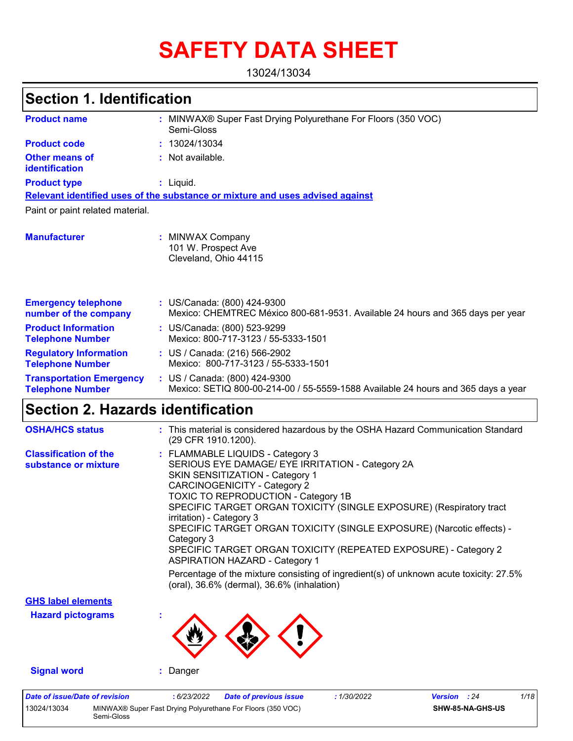# SAFETY DATA SHEET

13024/13034

## Section 1. Identification

**Product name** : MINWAX® Super Fast Drying Polyurethane For Floors (350 VOC) Semi-Gloss

**Product code** : 13024/13034

**Other means of identification** : Not available.

**Product type** : Liquid.

**Relevant identified uses of the substance or mixture and uses advised against**

Paint or paint related material.

**Manufacturer** : MINWAX Company
101 W. Prospect Ave
Cleveland, Ohio 44115

**Emergency telephone number of the company** : US/Canada: (800) 424-9300
Mexico: CHEMTREC México 800-681-9531. Available 24 hours and 365 days per year

**Product Information Telephone Number** : US/Canada: (800) 523-9299
Mexico: 800-717-3123 / 55-5333-1501

**Regulatory Information Telephone Number** : US / Canada: (216) 566-2902
Mexico: 800-717-3123 / 55-5333-1501

**Transportation Emergency Telephone Number** : US / Canada: (800) 424-9300
Mexico: SETIQ 800-00-214-00 / 55-5559-1588 Available 24 hours and 365 days a year

## Section 2. Hazards identification

**OSHA/HCS status** : This material is considered hazardous by the OSHA Hazard Communication Standard (29 CFR 1910.1200).

**Classification of the substance or mixture** : FLAMMABLE LIQUIDS - Category 3
SERIOUS EYE DAMAGE/ EYE IRRITATION - Category 2A
SKIN SENSITIZATION - Category 1
CARCINOGENICITY - Category 2
TOXIC TO REPRODUCTION - Category 1B
SPECIFIC TARGET ORGAN TOXICITY (SINGLE EXPOSURE) (Respiratory tract irritation) - Category 3
SPECIFIC TARGET ORGAN TOXICITY (SINGLE EXPOSURE) (Narcotic effects) - Category 3
SPECIFIC TARGET ORGAN TOXICITY (REPEATED EXPOSURE) - Category 2
ASPIRATION HAZARD - Category 1

Percentage of the mixture consisting of ingredient(s) of unknown acute toxicity: 27.5% (oral), 36.6% (dermal), 36.6% (inhalation)

**GHS label elements**

**Hazard pictograms** :

**Signal word** : Danger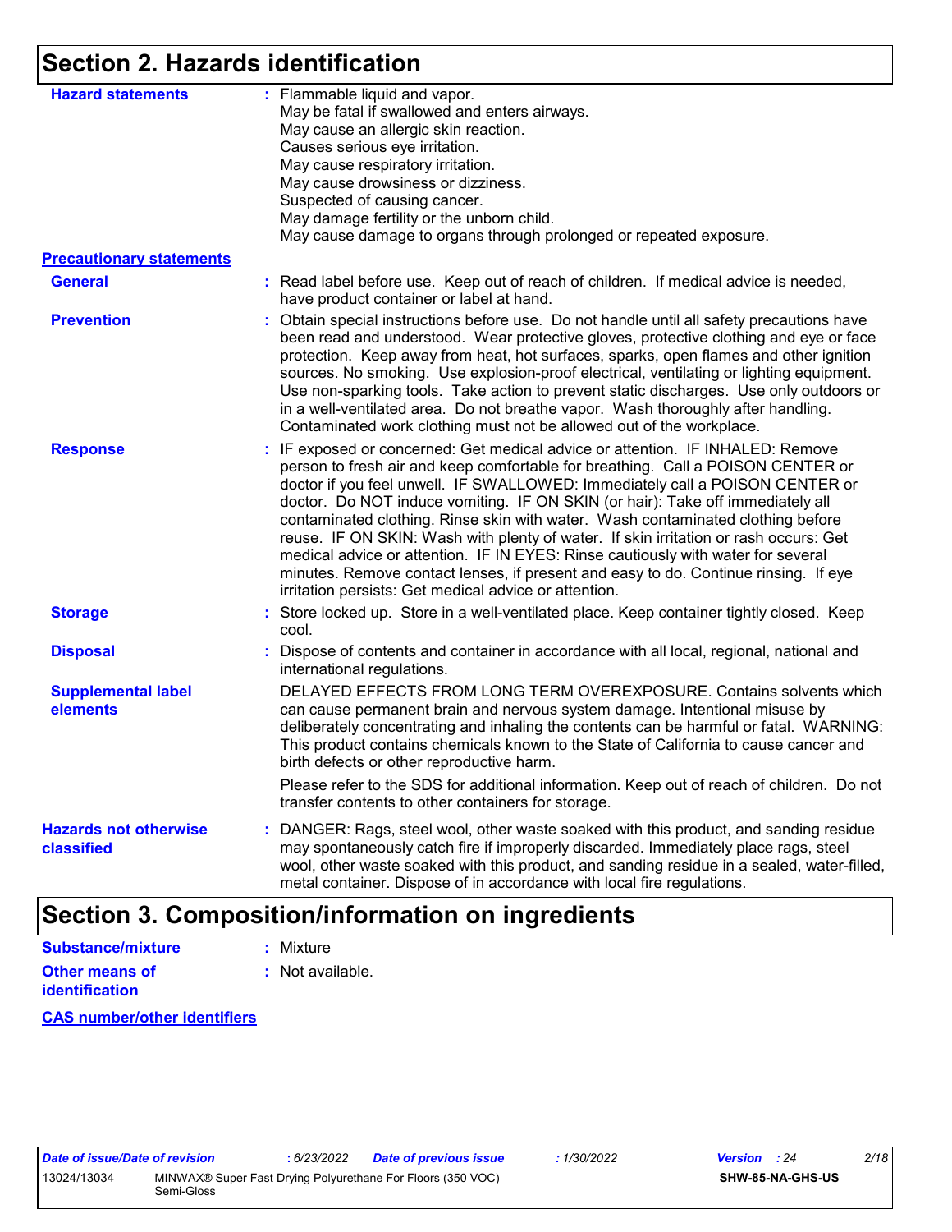## Section 2. Hazards identification

**Hazard statements** : Flammable liquid and vapor.
May be fatal if swallowed and enters airways.
May cause an allergic skin reaction.
Causes serious eye irritation.
May cause respiratory irritation.
May cause drowsiness or dizziness.
Suspected of causing cancer.
May damage fertility or the unborn child.
May cause damage to organs through prolonged or repeated exposure.

**Precautionary statements**

**General** : Read label before use. Keep out of reach of children. If medical advice is needed, have product container or label at hand.

**Prevention** : Obtain special instructions before use. Do not handle until all safety precautions have been read and understood. Wear protective gloves, protective clothing and eye or face protection. Keep away from heat, hot surfaces, sparks, open flames and other ignition sources. No smoking. Use explosion-proof electrical, ventilating or lighting equipment. Use non-sparking tools. Take action to prevent static discharges. Use only outdoors or in a well-ventilated area. Do not breathe vapor. Wash thoroughly after handling. Contaminated work clothing must not be allowed out of the workplace.

**Response** : IF exposed or concerned: Get medical advice or attention. IF INHALED: Remove person to fresh air and keep comfortable for breathing. Call a POISON CENTER or doctor if you feel unwell. IF SWALLOWED: Immediately call a POISON CENTER or doctor. Do NOT induce vomiting. IF ON SKIN (or hair): Take off immediately all contaminated clothing. Rinse skin with water. Wash contaminated clothing before reuse. IF ON SKIN: Wash with plenty of water. If skin irritation or rash occurs: Get medical advice or attention. IF IN EYES: Rinse cautiously with water for several minutes. Remove contact lenses, if present and easy to do. Continue rinsing. If eye irritation persists: Get medical advice or attention.

**Storage** : Store locked up. Store in a well-ventilated place. Keep container tightly closed. Keep cool.

**Disposal** : Dispose of contents and container in accordance with all local, regional, national and international regulations.

**Supplemental label elements** DELAYED EFFECTS FROM LONG TERM OVEREXPOSURE. Contains solvents which can cause permanent brain and nervous system damage. Intentional misuse by deliberately concentrating and inhaling the contents can be harmful or fatal. WARNING: This product contains chemicals known to the State of California to cause cancer and birth defects or other reproductive harm.

Please refer to the SDS for additional information. Keep out of reach of children. Do not transfer contents to other containers for storage.

**Hazards not otherwise classified** : DANGER: Rags, steel wool, other waste soaked with this product, and sanding residue may spontaneously catch fire if improperly discarded. Immediately place rags, steel wool, other waste soaked with this product, and sanding residue in a sealed, water-filled, metal container. Dispose of in accordance with local fire regulations.

## Section 3. Composition/information on ingredients

**Substance/mixture** : Mixture

**Other means of identification** : Not available.

**CAS number/other identifiers**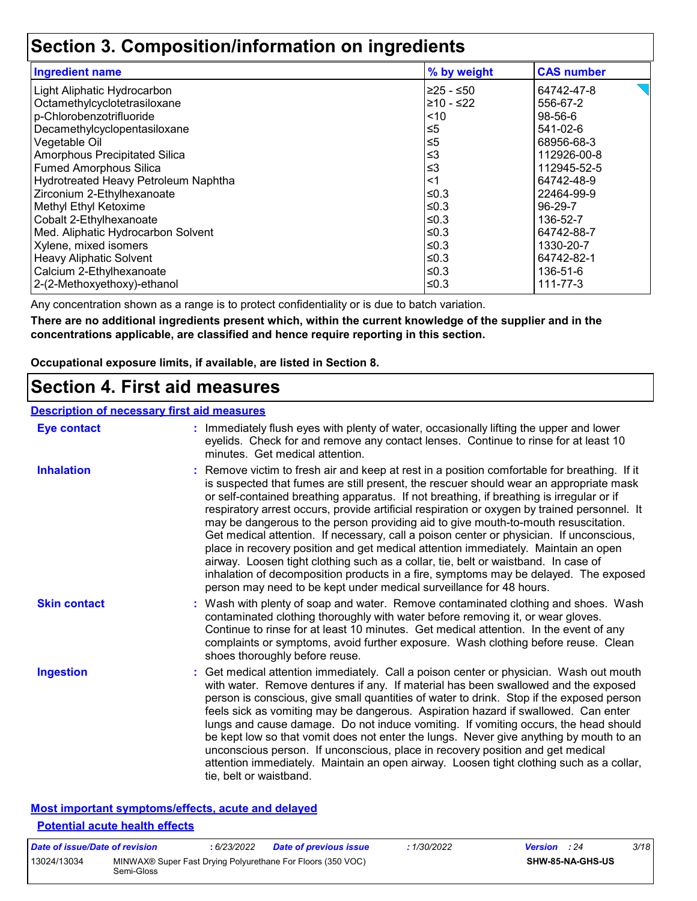# Section 3. Composition/information on ingredients

| Ingredient name | % by weight | CAS number |
|---|---|---|
| Light Aliphatic Hydrocarbon | ≥25 - ≤50 | 64742-47-8 |
| Octamethylcyclotetrasiloxane | ≥10 - ≤22 | 556-67-2 |
| p-Chlorobenzotrifluoride | <10 | 98-56-6 |
| Decamethylcyclopentasiloxane | ≤5 | 541-02-6 |
| Vegetable Oil | ≤5 | 68956-68-3 |
| Amorphous Precipitated Silica | ≤3 | 112926-00-8 |
| Fumed Amorphous Silica | ≤3 | 112945-52-5 |
| Hydrotreated Heavy Petroleum Naphtha | <1 | 64742-48-9 |
| Zirconium 2-Ethylhexanoate | ≤0.3 | 22464-99-9 |
| Methyl Ethyl Ketoxime | ≤0.3 | 96-29-7 |
| Cobalt 2-Ethylhexanoate | ≤0.3 | 136-52-7 |
| Med. Aliphatic Hydrocarbon Solvent | ≤0.3 | 64742-88-7 |
| Xylene, mixed isomers | ≤0.3 | 1330-20-7 |
| Heavy Aliphatic Solvent | ≤0.3 | 64742-82-1 |
| Calcium 2-Ethylhexanoate | ≤0.3 | 136-51-6 |
| 2-(2-Methoxyethoxy)-ethanol | ≤0.3 | 111-77-3 |

Any concentration shown as a range is to protect confidentiality or is due to batch variation.

**There are no additional ingredients present which, within the current knowledge of the supplier and in the concentrations applicable, are classified and hence require reporting in this section.**

**Occupational exposure limits, if available, are listed in Section 8.**

# Section 4. First aid measures

## Description of necessary first aid measures

**Eye contact** : Immediately flush eyes with plenty of water, occasionally lifting the upper and lower eyelids. Check for and remove any contact lenses. Continue to rinse for at least 10 minutes. Get medical attention.

**Inhalation** : Remove victim to fresh air and keep at rest in a position comfortable for breathing. If it is suspected that fumes are still present, the rescuer should wear an appropriate mask or self-contained breathing apparatus. If not breathing, if breathing is irregular or if respiratory arrest occurs, provide artificial respiration or oxygen by trained personnel. It may be dangerous to the person providing aid to give mouth-to-mouth resuscitation. Get medical attention. If necessary, call a poison center or physician. If unconscious, place in recovery position and get medical attention immediately. Maintain an open airway. Loosen tight clothing such as a collar, tie, belt or waistband. In case of inhalation of decomposition products in a fire, symptoms may be delayed. The exposed person may need to be kept under medical surveillance for 48 hours.

**Skin contact** : Wash with plenty of soap and water. Remove contaminated clothing and shoes. Wash contaminated clothing thoroughly with water before removing it, or wear gloves. Continue to rinse for at least 10 minutes. Get medical attention. In the event of any complaints or symptoms, avoid further exposure. Wash clothing before reuse. Clean shoes thoroughly before reuse.

**Ingestion** : Get medical attention immediately. Call a poison center or physician. Wash out mouth with water. Remove dentures if any. If material has been swallowed and the exposed person is conscious, give small quantities of water to drink. Stop if the exposed person feels sick as vomiting may be dangerous. Aspiration hazard if swallowed. Can enter lungs and cause damage. Do not induce vomiting. If vomiting occurs, the head should be kept low so that vomit does not enter the lungs. Never give anything by mouth to an unconscious person. If unconscious, place in recovery position and get medical attention immediately. Maintain an open airway. Loosen tight clothing such as a collar, tie, belt or waistband.

## Most important symptoms/effects, acute and delayed

### Potential acute health effects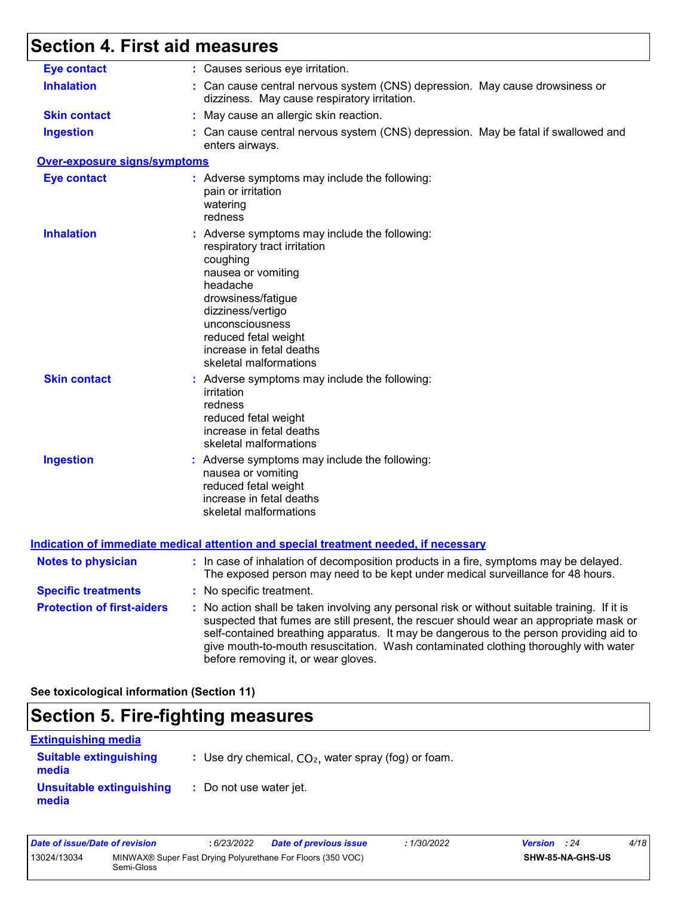# Section 4. First aid measures

**Eye contact** : Causes serious eye irritation.

**Inhalation** : Can cause central nervous system (CNS) depression. May cause drowsiness or dizziness. May cause respiratory irritation.

**Skin contact** : May cause an allergic skin reaction.

**Ingestion** : Can cause central nervous system (CNS) depression. May be fatal if swallowed and enters airways.

**Over-exposure signs/symptoms**

**Eye contact** : Adverse symptoms may include the following:
pain or irritation
watering
redness

**Inhalation** : Adverse symptoms may include the following:
respiratory tract irritation
coughing
nausea or vomiting
headache
drowsiness/fatigue
dizziness/vertigo
unconsciousness
reduced fetal weight
increase in fetal deaths
skeletal malformations

**Skin contact** : Adverse symptoms may include the following:
irritation
redness
reduced fetal weight
increase in fetal deaths
skeletal malformations

**Ingestion** : Adverse symptoms may include the following:
nausea or vomiting
reduced fetal weight
increase in fetal deaths
skeletal malformations

**Indication of immediate medical attention and special treatment needed, if necessary**

**Notes to physician** : In case of inhalation of decomposition products in a fire, symptoms may be delayed. The exposed person may need to be kept under medical surveillance for 48 hours.

**Specific treatments** : No specific treatment.

**Protection of first-aiders** : No action shall be taken involving any personal risk or without suitable training. If it is suspected that fumes are still present, the rescuer should wear an appropriate mask or self-contained breathing apparatus. It may be dangerous to the person providing aid to give mouth-to-mouth resuscitation. Wash contaminated clothing thoroughly with water before removing it, or wear gloves.

**See toxicological information (Section 11)**

# Section 5. Fire-fighting measures

**Extinguishing media**

**Suitable extinguishing media** : Use dry chemical, $CO_2$, water spray (fog) or foam.

**Unsuitable extinguishing media** : Do not use water jet.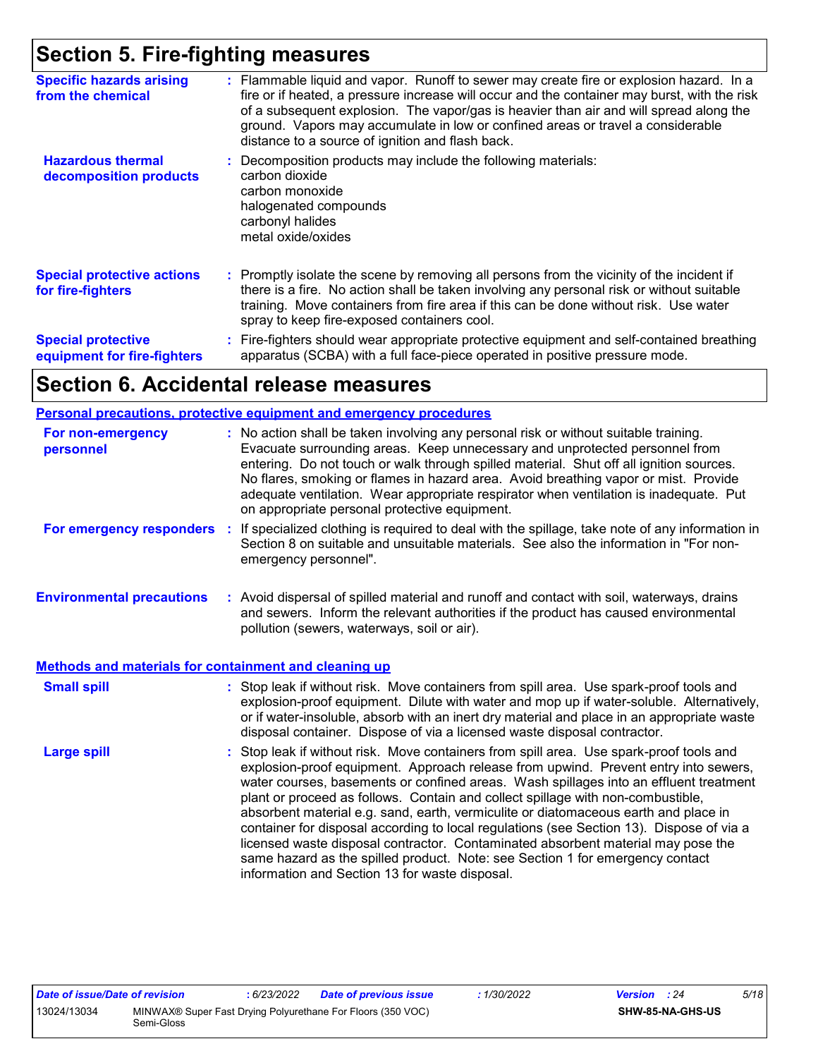## Section 5. Fire-fighting measures

| | |
|---|---|
| **Specific hazards arising from the chemical** | : Flammable liquid and vapor. Runoff to sewer may create fire or explosion hazard. In a fire or if heated, a pressure increase will occur and the container may burst, with the risk of a subsequent explosion. The vapor/gas is heavier than air and will spread along the ground. Vapors may accumulate in low or confined areas or travel a considerable distance to a source of ignition and flash back. |
| **Hazardous thermal decomposition products** | : Decomposition products may include the following materials: carbon dioxide carbon monoxide halogenated compounds carbonyl halides metal oxide/oxides |
| **Special protective actions for fire-fighters** | : Promptly isolate the scene by removing all persons from the vicinity of the incident if there is a fire. No action shall be taken involving any personal risk or without suitable training. Move containers from fire area if this can be done without risk. Use water spray to keep fire-exposed containers cool. |
| **Special protective equipment for fire-fighters** | : Fire-fighters should wear appropriate protective equipment and self-contained breathing apparatus (SCBA) with a full face-piece operated in positive pressure mode. |

## Section 6. Accidental release measures

### Personal precautions, protective equipment and emergency procedures

| | |
|---|---|
| **For non-emergency personnel** | : No action shall be taken involving any personal risk or without suitable training. Evacuate surrounding areas. Keep unnecessary and unprotected personnel from entering. Do not touch or walk through spilled material. Shut off all ignition sources. No flares, smoking or flames in hazard area. Avoid breathing vapor or mist. Provide adequate ventilation. Wear appropriate respirator when ventilation is inadequate. Put on appropriate personal protective equipment. |
| **For emergency responders** | : If specialized clothing is required to deal with the spillage, take note of any information in Section 8 on suitable and unsuitable materials. See also the information in "For non-emergency personnel". |
| **Environmental precautions** | : Avoid dispersal of spilled material and runoff and contact with soil, waterways, drains and sewers. Inform the relevant authorities if the product has caused environmental pollution (sewers, waterways, soil or air). |

### Methods and materials for containment and cleaning up

| | |
|---|---|
| **Small spill** | : Stop leak if without risk. Move containers from spill area. Use spark-proof tools and explosion-proof equipment. Dilute with water and mop up if water-soluble. Alternatively, or if water-insoluble, absorb with an inert dry material and place in an appropriate waste disposal container. Dispose of via a licensed waste disposal contractor. |
| **Large spill** | : Stop leak if without risk. Move containers from spill area. Use spark-proof tools and explosion-proof equipment. Approach release from upwind. Prevent entry into sewers, water courses, basements or confined areas. Wash spillages into an effluent treatment plant or proceed as follows. Contain and collect spillage with non-combustible, absorbent material e.g. sand, earth, vermiculite or diatomaceous earth and place in container for disposal according to local regulations (see Section 13). Dispose of via a licensed waste disposal contractor. Contaminated absorbent material may pose the same hazard as the spilled product. Note: see Section 1 for emergency contact information and Section 13 for waste disposal. |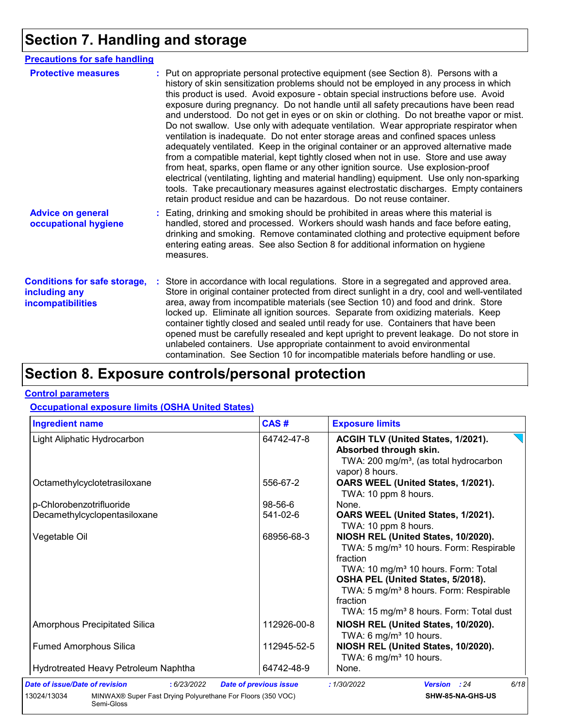# Section 7. Handling and storage

## Precautions for safe handling

**Protective measures** : Put on appropriate personal protective equipment (see Section 8). Persons with a history of skin sensitization problems should not be employed in any process in which this product is used. Avoid exposure - obtain special instructions before use. Avoid exposure during pregnancy. Do not handle until all safety precautions have been read and understood. Do not get in eyes or on skin or clothing. Do not breathe vapor or mist. Do not swallow. Use only with adequate ventilation. Wear appropriate respirator when ventilation is inadequate. Do not enter storage areas and confined spaces unless adequately ventilated. Keep in the original container or an approved alternative made from a compatible material, kept tightly closed when not in use. Store and use away from heat, sparks, open flame or any other ignition source. Use explosion-proof electrical (ventilating, lighting and material handling) equipment. Use only non-sparking tools. Take precautionary measures against electrostatic discharges. Empty containers retain product residue and can be hazardous. Do not reuse container.

**Advice on general occupational hygiene** : Eating, drinking and smoking should be prohibited in areas where this material is handled, stored and processed. Workers should wash hands and face before eating, drinking and smoking. Remove contaminated clothing and protective equipment before entering eating areas. See also Section 8 for additional information on hygiene measures.

**Conditions for safe storage, including any incompatibilities** : Store in accordance with local regulations. Store in a segregated and approved area. Store in original container protected from direct sunlight in a dry, cool and well-ventilated area, away from incompatible materials (see Section 10) and food and drink. Store locked up. Eliminate all ignition sources. Separate from oxidizing materials. Keep container tightly closed and sealed until ready for use. Containers that have been opened must be carefully resealed and kept upright to prevent leakage. Do not store in unlabeled containers. Use appropriate containment to avoid environmental contamination. See Section 10 for incompatible materials before handling or use.

# Section 8. Exposure controls/personal protection

## Control parameters

### Occupational exposure limits (OSHA United States)

| Ingredient name | CAS # | Exposure limits |
|---|---|---|
| Light Aliphatic Hydrocarbon | 64742-47-8 | **ACGIH TLV (United States, 1/2021). Absorbed through skin.** TWA: 200 mg/m³, (as total hydrocarbon vapor) 8 hours. |
| Octamethylcyclotetrasiloxane | 556-67-2 | **OARS WEEL (United States, 1/2021).** TWA: 10 ppm 8 hours. |
| p-Chlorobenzotrifluoride | 98-56-6 | None. |
| Decamethylcyclopentasiloxane | 541-02-6 | **OARS WEEL (United States, 1/2021).** TWA: 10 ppm 8 hours. |
| Vegetable Oil | 68956-68-3 | **NIOSH REL (United States, 10/2020).** TWA: 5 mg/m³ 10 hours. Form: Respirable fraction TWA: 10 mg/m³ 10 hours. Form: Total **OSHA PEL (United States, 5/2018).** TWA: 5 mg/m³ 8 hours. Form: Respirable fraction TWA: 15 mg/m³ 8 hours. Form: Total dust |
| Amorphous Precipitated Silica | 112926-00-8 | **NIOSH REL (United States, 10/2020).** TWA: 6 mg/m³ 10 hours. |
| Fumed Amorphous Silica | 112945-52-5 | **NIOSH REL (United States, 10/2020).** TWA: 6 mg/m³ 10 hours. |
| Hydrotreated Heavy Petroleum Naphtha | 64742-48-9 | None. |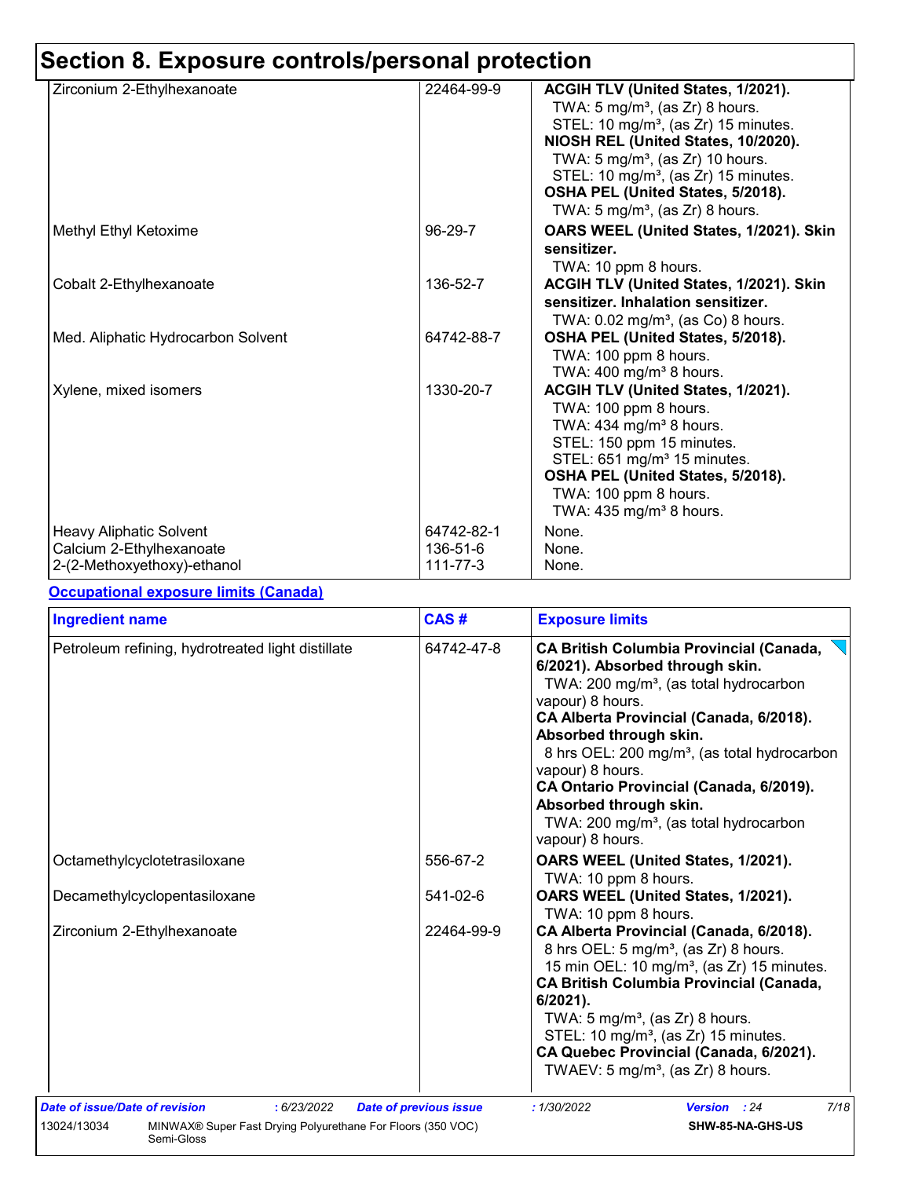# Section 8. Exposure controls/personal protection

| | | |
|---|---|---|
| Zirconium 2-Ethylhexanoate | 22464-99-9 | **ACGIH TLV (United States, 1/2021).**<br>TWA: 5 mg/m³, (as Zr) 8 hours.<br>STEL: 10 mg/m³, (as Zr) 15 minutes.<br>**NIOSH REL (United States, 10/2020).**<br>TWA: 5 mg/m³, (as Zr) 10 hours.<br>STEL: 10 mg/m³, (as Zr) 15 minutes.<br>**OSHA PEL (United States, 5/2018).**<br>TWA: 5 mg/m³, (as Zr) 8 hours. |
| Methyl Ethyl Ketoxime | 96-29-7 | **OARS WEEL (United States, 1/2021). Skin sensitizer.**<br>TWA: 10 ppm 8 hours. |
| Cobalt 2-Ethylhexanoate | 136-52-7 | **ACGIH TLV (United States, 1/2021). Skin sensitizer. Inhalation sensitizer.**<br>TWA: 0.02 mg/m³, (as Co) 8 hours. |
| Med. Aliphatic Hydrocarbon Solvent | 64742-88-7 | **OSHA PEL (United States, 5/2018).**<br>TWA: 100 ppm 8 hours.<br>TWA: 400 mg/m³ 8 hours. |
| Xylene, mixed isomers | 1330-20-7 | **ACGIH TLV (United States, 1/2021).**<br>TWA: 100 ppm 8 hours.<br>TWA: 434 mg/m³ 8 hours.<br>STEL: 150 ppm 15 minutes.<br>STEL: 651 mg/m³ 15 minutes.<br>**OSHA PEL (United States, 5/2018).**<br>TWA: 100 ppm 8 hours.<br>TWA: 435 mg/m³ 8 hours. |
| Heavy Aliphatic Solvent | 64742-82-1 | None. |
| Calcium 2-Ethylhexanoate | 136-51-6 | None. |
| 2-(2-Methoxyethoxy)-ethanol | 111-77-3 | None. |

**Occupational exposure limits (Canada)**

| Ingredient name | CAS # | Exposure limits |
|---|---|---|
| Petroleum refining, hydrotreated light distillate | 64742-47-8 | **CA British Columbia Provincial (Canada, 6/2021). Absorbed through skin.**<br>TWA: 200 mg/m³, (as total hydrocarbon vapour) 8 hours.<br>**CA Alberta Provincial (Canada, 6/2018). Absorbed through skin.**<br>8 hrs OEL: 200 mg/m³, (as total hydrocarbon vapour) 8 hours.<br>**CA Ontario Provincial (Canada, 6/2019). Absorbed through skin.**<br>TWA: 200 mg/m³, (as total hydrocarbon vapour) 8 hours. |
| Octamethylcyclotetrasiloxane | 556-67-2 | **OARS WEEL (United States, 1/2021).**<br>TWA: 10 ppm 8 hours. |
| Decamethylcyclopentasiloxane | 541-02-6 | **OARS WEEL (United States, 1/2021).**<br>TWA: 10 ppm 8 hours. |
| Zirconium 2-Ethylhexanoate | 22464-99-9 | **CA Alberta Provincial (Canada, 6/2018).**<br>8 hrs OEL: 5 mg/m³, (as Zr) 8 hours.<br>15 min OEL: 10 mg/m³, (as Zr) 15 minutes.<br>**CA British Columbia Provincial (Canada, 6/2021).**<br>TWA: 5 mg/m³, (as Zr) 8 hours.<br>STEL: 10 mg/m³, (as Zr) 15 minutes.<br>**CA Quebec Provincial (Canada, 6/2021).**<br>TWAEV: 5 mg/m³, (as Zr) 8 hours. |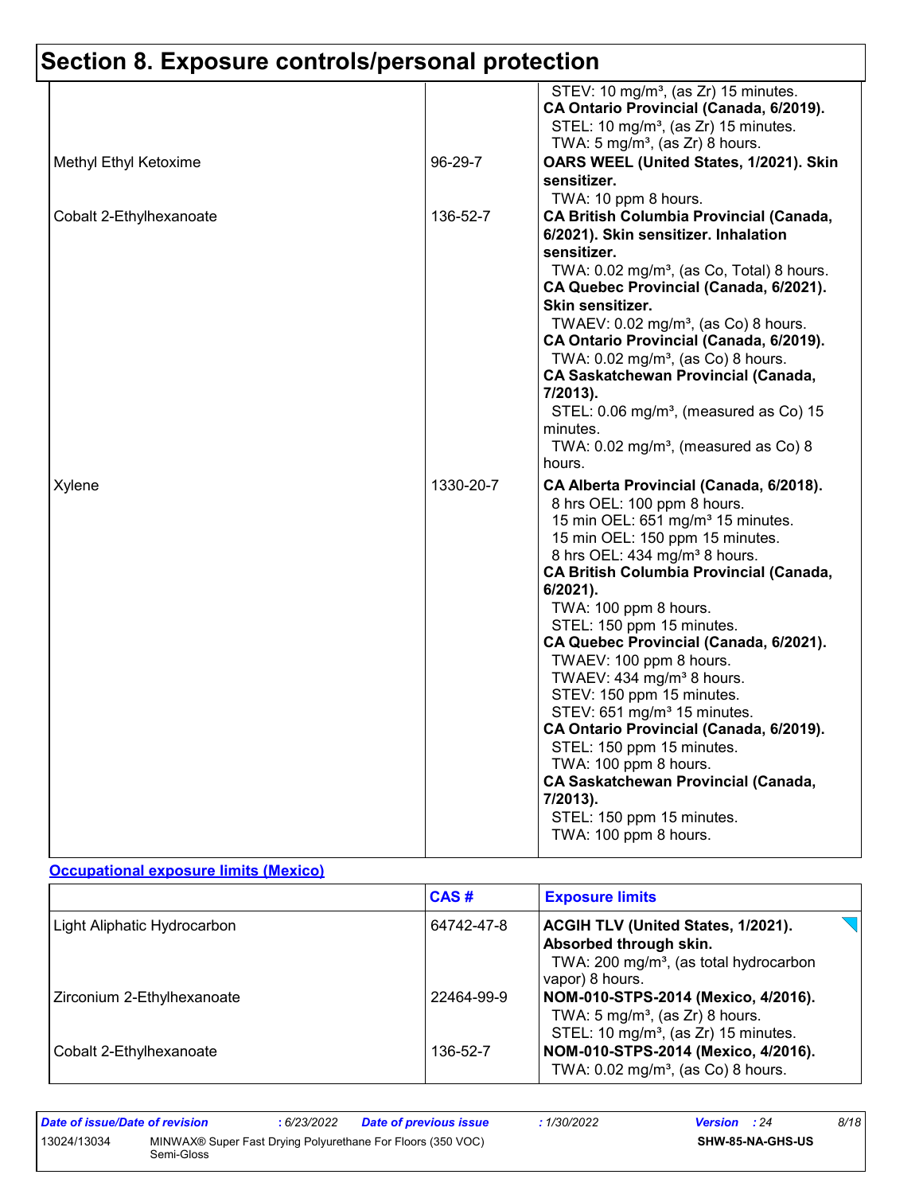# Section 8. Exposure controls/personal protection

| | | |
|---|---|---|
| | | STEV: 10 mg/m³, (as Zr) 15 minutes.<br>**CA Ontario Provincial (Canada, 6/2019).**<br>STEL: 10 mg/m³, (as Zr) 15 minutes.<br>TWA: 5 mg/m³, (as Zr) 8 hours. |
| Methyl Ethyl Ketoxime | 96-29-7 | **OARS WEEL (United States, 1/2021). Skin sensitizer.**<br>TWA: 10 ppm 8 hours. |
| Cobalt 2-Ethylhexanoate | 136-52-7 | **CA British Columbia Provincial (Canada, 6/2021). Skin sensitizer. Inhalation sensitizer.**<br>TWA: 0.02 mg/m³, (as Co, Total) 8 hours.<br>**CA Quebec Provincial (Canada, 6/2021). Skin sensitizer.**<br>TWAEV: 0.02 mg/m³, (as Co) 8 hours.<br>**CA Ontario Provincial (Canada, 6/2019).**<br>TWA: 0.02 mg/m³, (as Co) 8 hours.<br>**CA Saskatchewan Provincial (Canada, 7/2013).**<br>STEL: 0.06 mg/m³, (measured as Co) 15 minutes.<br>TWA: 0.02 mg/m³, (measured as Co) 8 hours. |
| Xylene | 1330-20-7 | **CA Alberta Provincial (Canada, 6/2018).**<br>8 hrs OEL: 100 ppm 8 hours.<br>15 min OEL: 651 mg/m³ 15 minutes.<br>15 min OEL: 150 ppm 15 minutes.<br>8 hrs OEL: 434 mg/m³ 8 hours.<br>**CA British Columbia Provincial (Canada, 6/2021).**<br>TWA: 100 ppm 8 hours.<br>STEL: 150 ppm 15 minutes.<br>**CA Quebec Provincial (Canada, 6/2021).**<br>TWAEV: 100 ppm 8 hours.<br>TWAEV: 434 mg/m³ 8 hours.<br>STEV: 150 ppm 15 minutes.<br>STEV: 651 mg/m³ 15 minutes.<br>**CA Ontario Provincial (Canada, 6/2019).**<br>STEL: 150 ppm 15 minutes.<br>TWA: 100 ppm 8 hours.<br>**CA Saskatchewan Provincial (Canada, 7/2013).**<br>STEL: 150 ppm 15 minutes.<br>TWA: 100 ppm 8 hours. |

**Occupational exposure limits (Mexico)**

| | CAS # | Exposure limits |
|---|---|---|
| Light Aliphatic Hydrocarbon | 64742-47-8 | **ACGIH TLV (United States, 1/2021). Absorbed through skin.**<br>TWA: 200 mg/m³, (as total hydrocarbon vapor) 8 hours. |
| Zirconium 2-Ethylhexanoate | 22464-99-9 | **NOM-010-STPS-2014 (Mexico, 4/2016).**<br>TWA: 5 mg/m³, (as Zr) 8 hours.<br>STEL: 10 mg/m³, (as Zr) 15 minutes. |
| Cobalt 2-Ethylhexanoate | 136-52-7 | **NOM-010-STPS-2014 (Mexico, 4/2016).**<br>TWA: 0.02 mg/m³, (as Co) 8 hours. |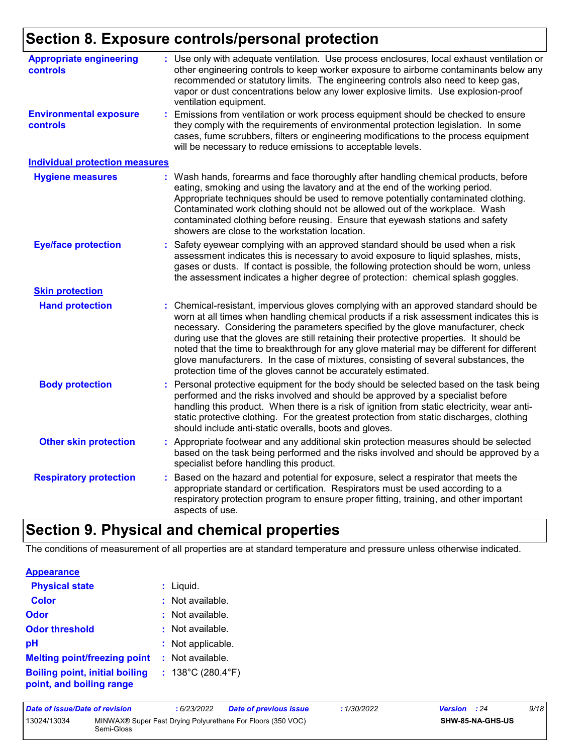## Section 8. Exposure controls/personal protection

**Appropriate engineering controls** : Use only with adequate ventilation. Use process enclosures, local exhaust ventilation or other engineering controls to keep worker exposure to airborne contaminants below any recommended or statutory limits. The engineering controls also need to keep gas, vapor or dust concentrations below any lower explosive limits. Use explosion-proof ventilation equipment.

**Environmental exposure controls** : Emissions from ventilation or work process equipment should be checked to ensure they comply with the requirements of environmental protection legislation. In some cases, fume scrubbers, filters or engineering modifications to the process equipment will be necessary to reduce emissions to acceptable levels.

### Individual protection measures

**Hygiene measures** : Wash hands, forearms and face thoroughly after handling chemical products, before eating, smoking and using the lavatory and at the end of the working period. Appropriate techniques should be used to remove potentially contaminated clothing. Contaminated work clothing should not be allowed out of the workplace. Wash contaminated clothing before reusing. Ensure that eyewash stations and safety showers are close to the workstation location.

**Eye/face protection** : Safety eyewear complying with an approved standard should be used when a risk assessment indicates this is necessary to avoid exposure to liquid splashes, mists, gases or dusts. If contact is possible, the following protection should be worn, unless the assessment indicates a higher degree of protection: chemical splash goggles.

#### Skin protection

**Hand protection** : Chemical-resistant, impervious gloves complying with an approved standard should be worn at all times when handling chemical products if a risk assessment indicates this is necessary. Considering the parameters specified by the glove manufacturer, check during use that the gloves are still retaining their protective properties. It should be noted that the time to breakthrough for any glove material may be different for different glove manufacturers. In the case of mixtures, consisting of several substances, the protection time of the gloves cannot be accurately estimated.

**Body protection** : Personal protective equipment for the body should be selected based on the task being performed and the risks involved and should be approved by a specialist before handling this product. When there is a risk of ignition from static electricity, wear anti-static protective clothing. For the greatest protection from static discharges, clothing should include anti-static overalls, boots and gloves.

**Other skin protection** : Appropriate footwear and any additional skin protection measures should be selected based on the task being performed and the risks involved and should be approved by a specialist before handling this product.

**Respiratory protection** : Based on the hazard and potential for exposure, select a respirator that meets the appropriate standard or certification. Respirators must be used according to a respiratory protection program to ensure proper fitting, training, and other important aspects of use.

## Section 9. Physical and chemical properties

The conditions of measurement of all properties are at standard temperature and pressure unless otherwise indicated.

### Appearance

**Physical state** : Liquid.

**Color** : Not available.

**Odor** : Not available.

**Odor threshold** : Not available.

**pH** : Not applicable.

**Melting point/freezing point** : Not available.

**Boiling point, initial boiling point, and boiling range** : 138°C (280.4°F)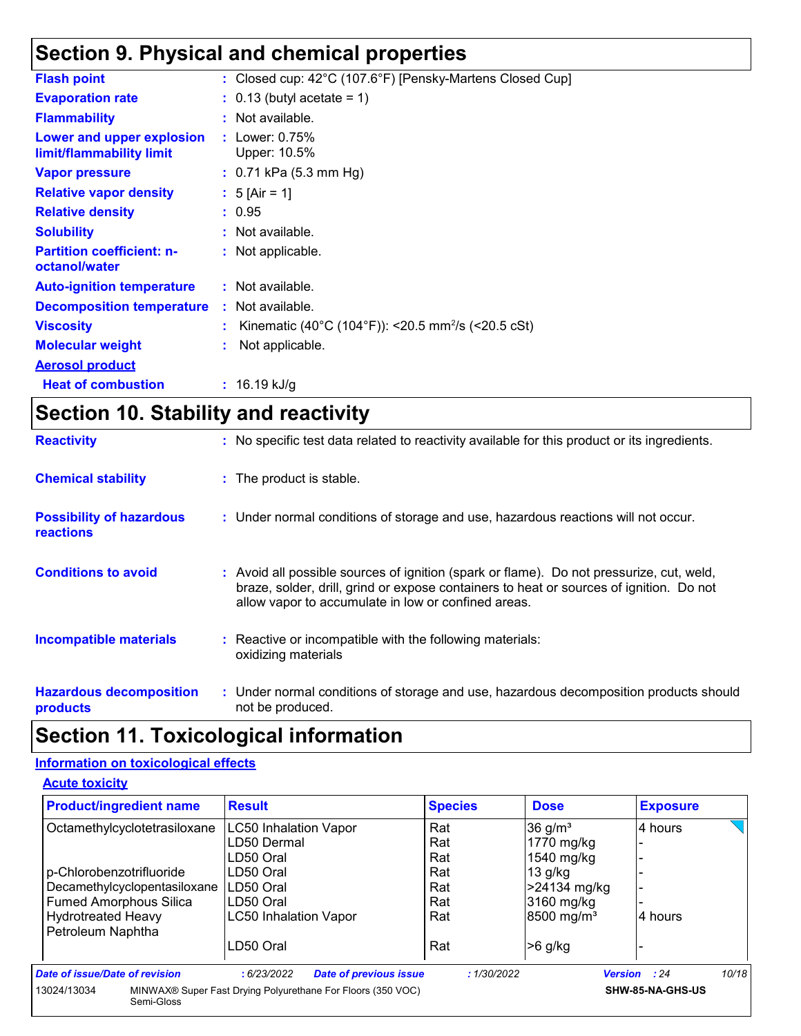## Section 9. Physical and chemical properties

| | |
|---|---|
| **Flash point** | : Closed cup: 42°C (107.6°F) [Pensky-Martens Closed Cup] |
| **Evaporation rate** | : 0.13 (butyl acetate = 1) |
| **Flammability** | : Not available. |
| **Lower and upper explosion limit/flammability limit** | : Lower: 0.75%<br>Upper: 10.5% |
| **Vapor pressure** | : 0.71 kPa (5.3 mm Hg) |
| **Relative vapor density** | : 5 [Air = 1] |
| **Relative density** | : 0.95 |
| **Solubility** | : Not available. |
| **Partition coefficient: n-octanol/water** | : Not applicable. |
| **Auto-ignition temperature** | : Not available. |
| **Decomposition temperature** | : Not available. |
| **Viscosity** | : Kinematic (40°C (104°F)): <20.5 $mm^2/s$ (<20.5 cSt) |
| **Molecular weight** | : Not applicable. |
| **Aerosol product** | |
| **Heat of combustion** | : 16.19 kJ/g |

## Section 10. Stability and reactivity

| | |
|---|---|
| **Reactivity** | : No specific test data related to reactivity available for this product or its ingredients. |
| **Chemical stability** | : The product is stable. |
| **Possibility of hazardous reactions** | : Under normal conditions of storage and use, hazardous reactions will not occur. |
| **Conditions to avoid** | : Avoid all possible sources of ignition (spark or flame). Do not pressurize, cut, weld, braze, solder, drill, grind or expose containers to heat or sources of ignition. Do not allow vapor to accumulate in low or confined areas. |
| **Incompatible materials** | : Reactive or incompatible with the following materials:<br>oxidizing materials |
| **Hazardous decomposition products** | : Under normal conditions of storage and use, hazardous decomposition products should not be produced. |

## Section 11. Toxicological information

### Information on toxicological effects

#### Acute toxicity

| Product/ingredient name | Result | Species | Dose | Exposure |
|---|---|---|---|---|
| Octamethylcyclotetrasiloxane | LC50 Inhalation Vapor | Rat | 36 $g/m^3$ | 4 hours |
| | LD50 Dermal | Rat | 1770 mg/kg | - |
| | LD50 Oral | Rat | 1540 mg/kg | - |
| p-Chlorobenzotrifluoride | LD50 Oral | Rat | 13 g/kg | - |
| Decamethylcyclopentasiloxane | LD50 Oral | Rat | >24134 mg/kg | - |
| Fumed Amorphous Silica | LD50 Oral | Rat | 3160 mg/kg | - |
| Hydrotreated Heavy Petroleum Naphtha | LC50 Inhalation Vapor | Rat | 8500 $mg/m^3$ | 4 hours |
| | LD50 Oral | Rat | >6 g/kg | - |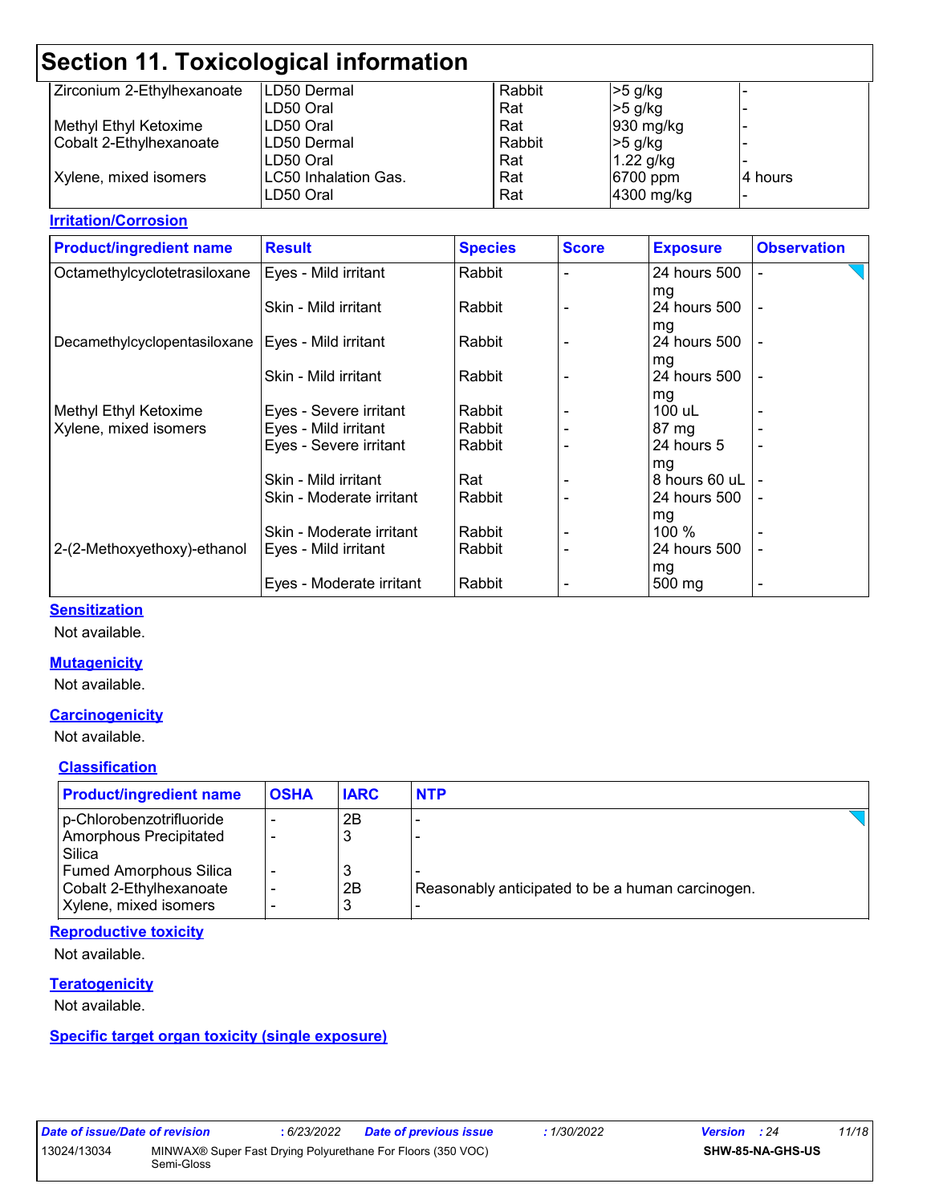# Section 11. Toxicological information

| | | | | |
|---|---|---|---|---|
| Zirconium 2-Ethylhexanoate | LD50 Dermal | Rabbit | >5 g/kg | - |
| | LD50 Oral | Rat | >5 g/kg | - |
| Methyl Ethyl Ketoxime | LD50 Oral | Rat | 930 mg/kg | - |
| Cobalt 2-Ethylhexanoate | LD50 Dermal | Rabbit | >5 g/kg | - |
| | LD50 Oral | Rat | 1.22 g/kg | - |
| Xylene, mixed isomers | LC50 Inhalation Gas. | Rat | 6700 ppm | 4 hours |
| | LD50 Oral | Rat | 4300 mg/kg | - |

**Irritation/Corrosion**

| Product/ingredient name | Result | Species | Score | Exposure | Observation |
|---|---|---|---|---|---|
| Octamethylcyclotetrasiloxane | Eyes - Mild irritant | Rabbit | - | 24 hours 500 mg | - |
| | Skin - Mild irritant | Rabbit | - | 24 hours 500 mg | - |
| Decamethylcyclopentasiloxane | Eyes - Mild irritant | Rabbit | - | 24 hours 500 mg | - |
| | Skin - Mild irritant | Rabbit | - | 24 hours 500 mg | - |
| Methyl Ethyl Ketoxime | Eyes - Severe irritant | Rabbit | - | 100 uL | - |
| Xylene, mixed isomers | Eyes - Mild irritant | Rabbit | - | 87 mg | - |
| | Eyes - Severe irritant | Rabbit | - | 24 hours 5 mg | - |
| | Skin - Mild irritant | Rat | - | 8 hours 60 uL | - |
| | Skin - Moderate irritant | Rabbit | - | 24 hours 500 mg | - |
| | Skin - Moderate irritant | Rabbit | - | 100 % | - |
| 2-(2-Methoxyethoxy)-ethanol | Eyes - Mild irritant | Rabbit | - | 24 hours 500 mg | - |
| | Eyes - Moderate irritant | Rabbit | - | 500 mg | - |

**Sensitization**

Not available.

**Mutagenicity**

Not available.

**Carcinogenicity**

Not available.

**Classification**

| Product/ingredient name | OSHA | IARC | NTP |
|---|---|---|---|
| p-Chlorobenzotrifluoride | - | 2B | - |
| Amorphous Precipitated Silica | - | 3 | - |
| Fumed Amorphous Silica | - | 3 | - |
| Cobalt 2-Ethylhexanoate | - | 2B | Reasonably anticipated to be a human carcinogen. |
| Xylene, mixed isomers | - | 3 | - |

**Reproductive toxicity**

Not available.

**Teratogenicity**

Not available.

**Specific target organ toxicity (single exposure)**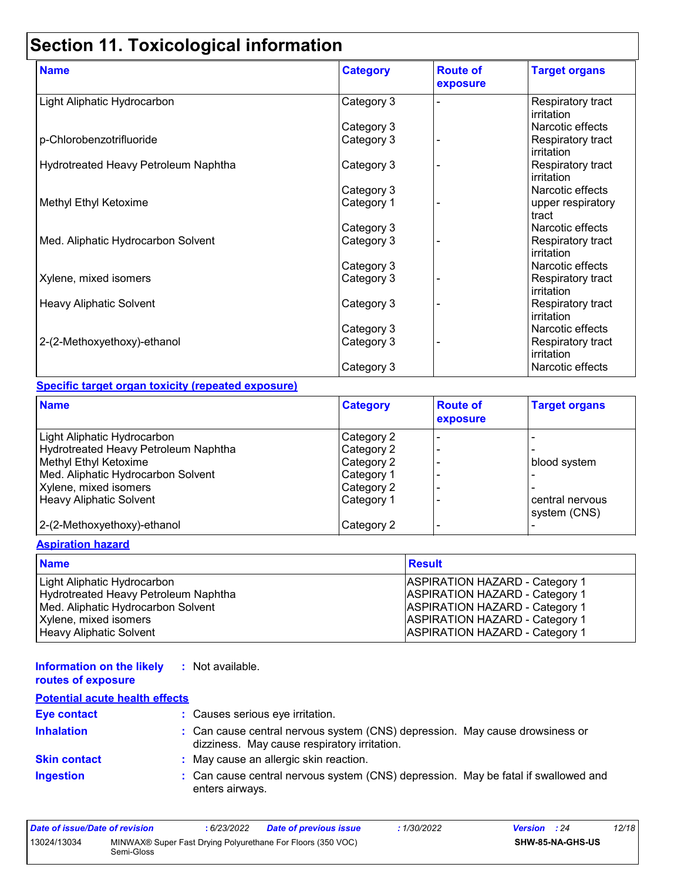# Section 11. Toxicological information

| Name | Category | Route of exposure | Target organs |
|---|---|---|---|
| Light Aliphatic Hydrocarbon | Category 3 | - | Respiratory tract irritation |
| | Category 3 | | Narcotic effects |
| p-Chlorobenzotrifluoride | Category 3 | - | Respiratory tract irritation |
| Hydrotreated Heavy Petroleum Naphtha | Category 3 | - | Respiratory tract irritation |
| | Category 3 | | Narcotic effects |
| Methyl Ethyl Ketoxime | Category 1 | - | upper respiratory tract |
| | Category 3 | | Narcotic effects |
| Med. Aliphatic Hydrocarbon Solvent | Category 3 | - | Respiratory tract irritation |
| | Category 3 | | Narcotic effects |
| Xylene, mixed isomers | Category 3 | - | Respiratory tract irritation |
| Heavy Aliphatic Solvent | Category 3 | - | Respiratory tract irritation |
| | Category 3 | | Narcotic effects |
| 2-(2-Methoxyethoxy)-ethanol | Category 3 | - | Respiratory tract irritation |
| | Category 3 | | Narcotic effects |

**Specific target organ toxicity (repeated exposure)**

| Name | Category | Route of exposure | Target organs |
|---|---|---|---|
| Light Aliphatic Hydrocarbon | Category 2 | - | - |
| Hydrotreated Heavy Petroleum Naphtha | Category 2 | - | - |
| Methyl Ethyl Ketoxime | Category 2 | - | blood system |
| Med. Aliphatic Hydrocarbon Solvent | Category 1 | - | - |
| Xylene, mixed isomers | Category 2 | - | - |
| Heavy Aliphatic Solvent | Category 1 | - | central nervous system (CNS) |
| 2-(2-Methoxyethoxy)-ethanol | Category 2 | - | - |

**Aspiration hazard**

| Name | Result |
|---|---|
| Light Aliphatic Hydrocarbon | ASPIRATION HAZARD - Category 1 |
| Hydrotreated Heavy Petroleum Naphtha | ASPIRATION HAZARD - Category 1 |
| Med. Aliphatic Hydrocarbon Solvent | ASPIRATION HAZARD - Category 1 |
| Xylene, mixed isomers | ASPIRATION HAZARD - Category 1 |
| Heavy Aliphatic Solvent | ASPIRATION HAZARD - Category 1 |

**Information on the likely routes of exposure** : Not available.

**Potential acute health effects**

**Eye contact** : Causes serious eye irritation.

**Inhalation** : Can cause central nervous system (CNS) depression. May cause drowsiness or dizziness. May cause respiratory irritation.

**Skin contact** : May cause an allergic skin reaction.

**Ingestion** : Can cause central nervous system (CNS) depression. May be fatal if swallowed and enters airways.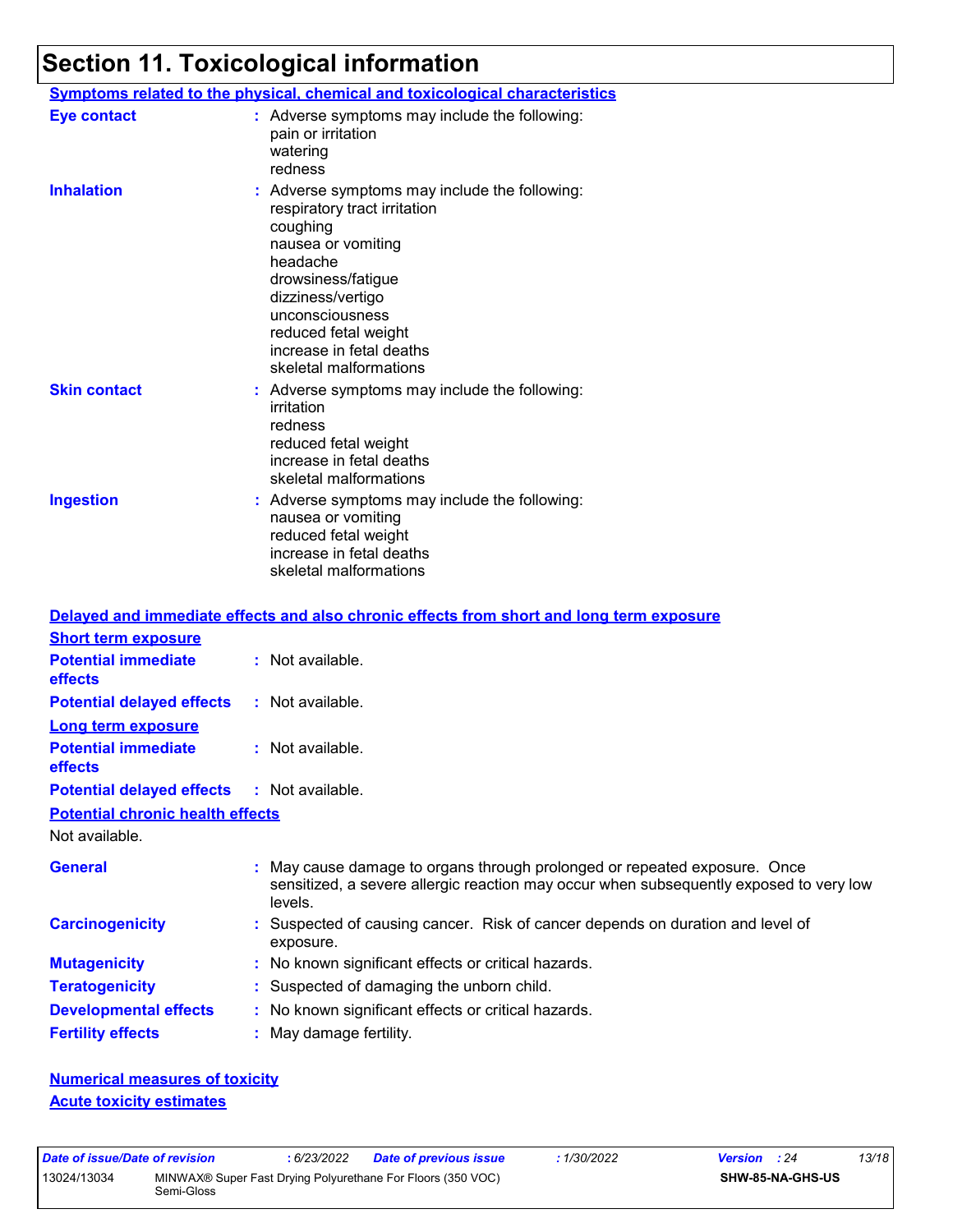# Section 11. Toxicological information

**Symptoms related to the physical, chemical and toxicological characteristics**

**Eye contact** : Adverse symptoms may include the following:
pain or irritation
watering
redness

**Inhalation** : Adverse symptoms may include the following:
respiratory tract irritation
coughing
nausea or vomiting
headache
drowsiness/fatigue
dizziness/vertigo
unconsciousness
reduced fetal weight
increase in fetal deaths
skeletal malformations

**Skin contact** : Adverse symptoms may include the following:
irritation
redness
reduced fetal weight
increase in fetal deaths
skeletal malformations

**Ingestion** : Adverse symptoms may include the following:
nausea or vomiting
reduced fetal weight
increase in fetal deaths
skeletal malformations

**Delayed and immediate effects and also chronic effects from short and long term exposure**

**Short term exposure**

**Potential immediate effects** : Not available.

**Potential delayed effects** : Not available.

**Long term exposure**

**Potential immediate effects** : Not available.

**Potential delayed effects** : Not available.

**Potential chronic health effects**

Not available.

**General** : May cause damage to organs through prolonged or repeated exposure. Once sensitized, a severe allergic reaction may occur when subsequently exposed to very low levels.

**Carcinogenicity** : Suspected of causing cancer. Risk of cancer depends on duration and level of exposure.

**Mutagenicity** : No known significant effects or critical hazards.

**Teratogenicity** : Suspected of damaging the unborn child.

**Developmental effects** : No known significant effects or critical hazards.

**Fertility effects** : May damage fertility.

**Numerical measures of toxicity**

**Acute toxicity estimates**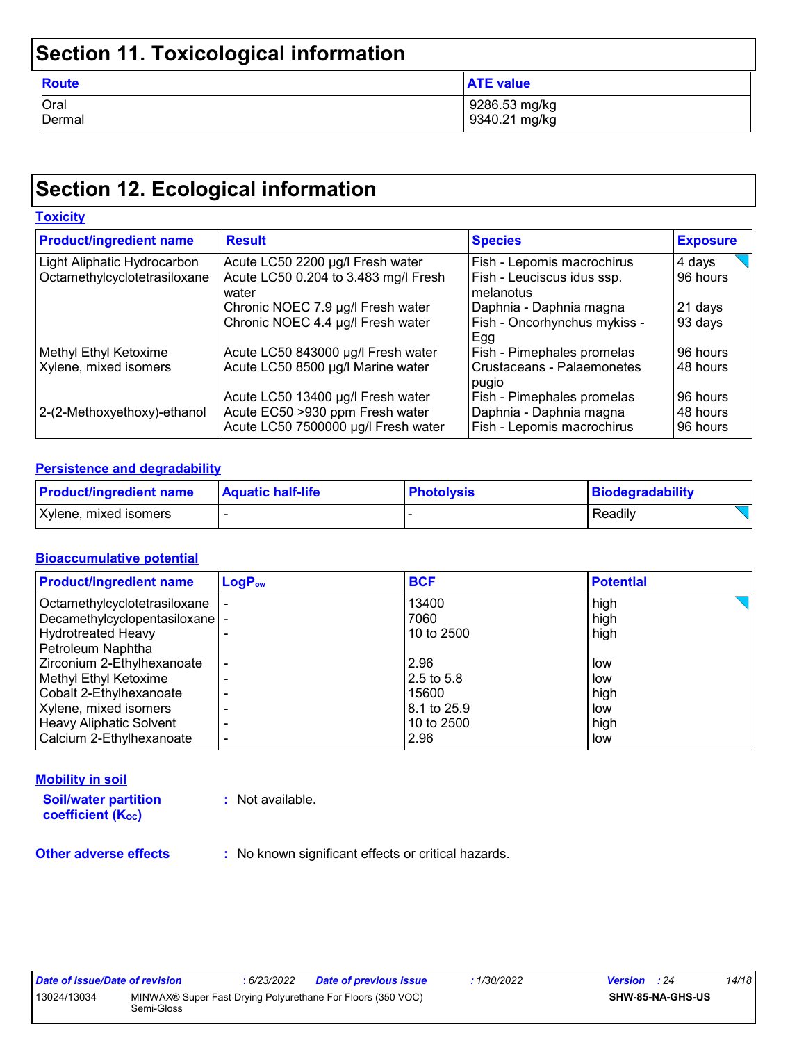## Section 11. Toxicological information

| Route | ATE value |
|---|---|
| Oral | 9286.53 mg/kg |
| Dermal | 9340.21 mg/kg |

## Section 12. Ecological information

### Toxicity

| Product/ingredient name | Result | Species | Exposure |
|---|---|---|---|
| Light Aliphatic Hydrocarbon | Acute LC50 2200 µg/l Fresh water | Fish - Lepomis macrochirus | 4 days |
| Octamethylcyclotetrasiloxane | Acute LC50 0.204 to 3.483 mg/l Fresh water | Fish - Leuciscus idus ssp. melanotus | 96 hours |
| | Chronic NOEC 7.9 µg/l Fresh water | Daphnia - Daphnia magna | 21 days |
| | Chronic NOEC 4.4 µg/l Fresh water | Fish - Oncorhynchus mykiss - Egg | 93 days |
| Methyl Ethyl Ketoxime | Acute LC50 843000 µg/l Fresh water | Fish - Pimephales promelas | 96 hours |
| Xylene, mixed isomers | Acute LC50 8500 µg/l Marine water | Crustaceans - Palaemonetes pugio | 48 hours |
| | Acute LC50 13400 µg/l Fresh water | Fish - Pimephales promelas | 96 hours |
| 2-(2-Methoxyethoxy)-ethanol | Acute EC50 >930 ppm Fresh water | Daphnia - Daphnia magna | 48 hours |
| | Acute LC50 7500000 µg/l Fresh water | Fish - Lepomis macrochirus | 96 hours |

### Persistence and degradability

| Product/ingredient name | Aquatic half-life | Photolysis | Biodegradability |
|---|---|---|---|
| Xylene, mixed isomers | - | - | Readily |

### Bioaccumulative potential

| Product/ingredient name | $LogP_{ow}$ | BCF | Potential |
|---|---|---|---|
| Octamethylcyclotetrasiloxane | - | 13400 | high |
| Decamethylcyclopentasiloxane | - | 7060 | high |
| Hydrotreated Heavy Petroleum Naphtha | - | 10 to 2500 | high |
| Zirconium 2-Ethylhexanoate | - | 2.96 | low |
| Methyl Ethyl Ketoxime | - | 2.5 to 5.8 | low |
| Cobalt 2-Ethylhexanoate | - | 15600 | high |
| Xylene, mixed isomers | - | 8.1 to 25.9 | low |
| Heavy Aliphatic Solvent | - | 10 to 2500 | high |
| Calcium 2-Ethylhexanoate | - | 2.96 | low |

### Mobility in soil

**Soil/water partition coefficient ($K_{OC}$)** : Not available.

**Other adverse effects** : No known significant effects or critical hazards.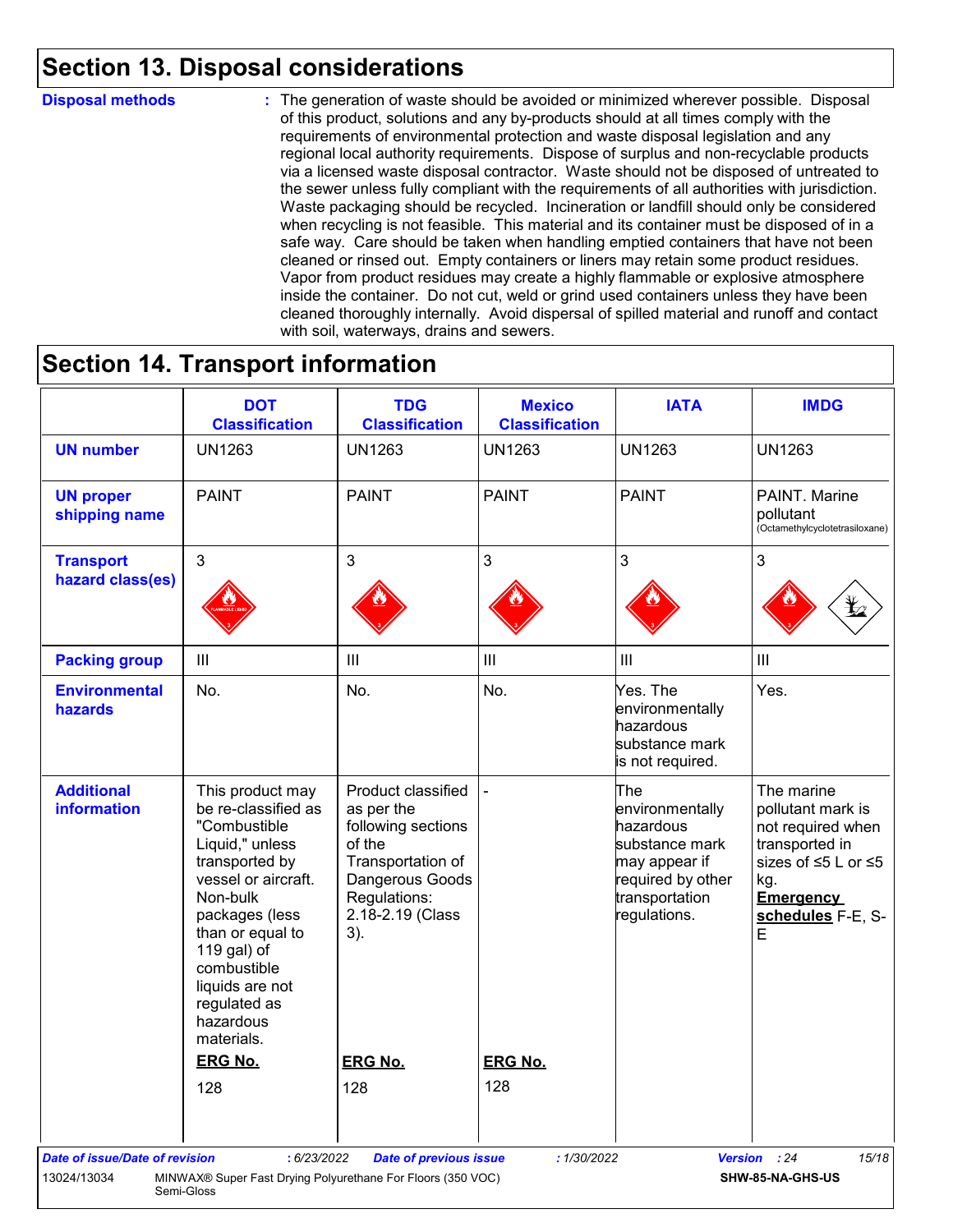## Section 13. Disposal considerations

**Disposal methods** : The generation of waste should be avoided or minimized wherever possible. Disposal of this product, solutions and any by-products should at all times comply with the requirements of environmental protection and waste disposal legislation and any regional local authority requirements. Dispose of surplus and non-recyclable products via a licensed waste disposal contractor. Waste should not be disposed of untreated to the sewer unless fully compliant with the requirements of all authorities with jurisdiction. Waste packaging should be recycled. Incineration or landfill should only be considered when recycling is not feasible. This material and its container must be disposed of in a safe way. Care should be taken when handling emptied containers that have not been cleaned or rinsed out. Empty containers or liners may retain some product residues. Vapor from product residues may create a highly flammable or explosive atmosphere inside the container. Do not cut, weld or grind used containers unless they have been cleaned thoroughly internally. Avoid dispersal of spilled material and runoff and contact with soil, waterways, drains and sewers.

## Section 14. Transport information

| | DOT Classification | TDG Classification | Mexico Classification | IATA | IMDG |
|---|---|---|---|---|---|
| **UN number** | UN1263 | UN1263 | UN1263 | UN1263 | UN1263 |
| **UN proper shipping name** | PAINT | PAINT | PAINT | PAINT | PAINT. Marine pollutant (Octamethylcyclotetrasiloxane) |
| **Transport hazard class(es)** | 3 | 3 | 3 | 3 | 3 |
| **Packing group** | III | III | III | III | III |
| **Environmental hazards** | No. | No. | No. | Yes. The environmentally hazardous substance mark is not required. | Yes. |
| **Additional information** | This product may be re-classified as "Combustible Liquid," unless transported by vessel or aircraft. Non-bulk packages (less than or equal to 119 gal) of combustible liquids are not regulated as hazardous materials. **ERG No.** 128 | Product classified as per the following sections of the Transportation of Dangerous Goods Regulations: 2.18-2.19 (Class 3). **ERG No.** 128 | - **ERG No.** 128 | The environmentally hazardous substance mark may appear if required by other transportation regulations. | The marine pollutant mark is not required when transported in sizes of ≤5 L or ≤5 kg. **Emergency schedules** F-E, S-E |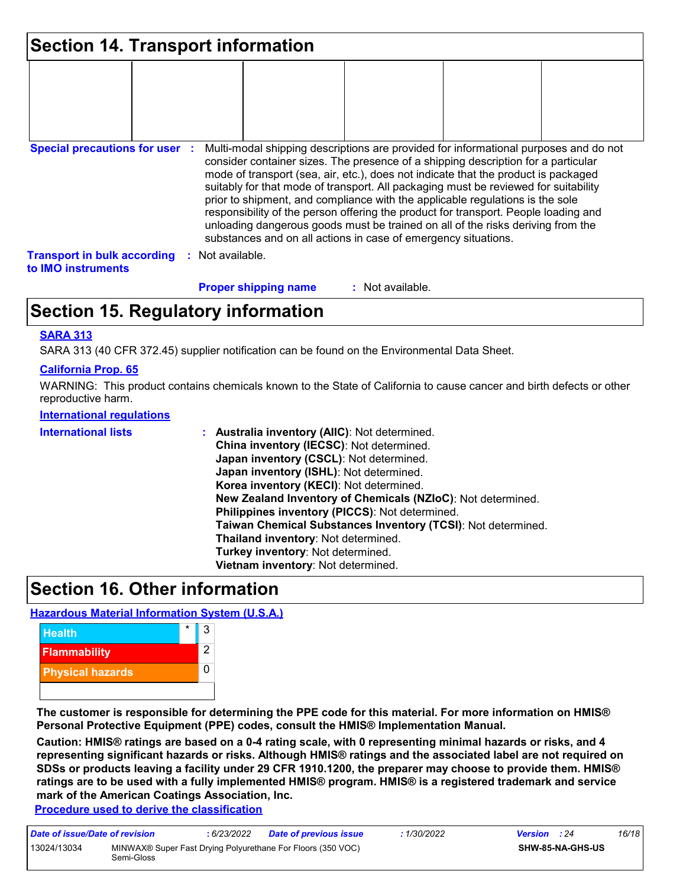## Section 14. Transport information

| | | | | | |
|---|---|---|---|---|---|
| | | | | | |

**Special precautions for user** : Multi-modal shipping descriptions are provided for informational purposes and do not consider container sizes. The presence of a shipping description for a particular mode of transport (sea, air, etc.), does not indicate that the product is packaged suitably for that mode of transport. All packaging must be reviewed for suitability prior to shipment, and compliance with the applicable regulations is the sole responsibility of the person offering the product for transport. People loading and unloading dangerous goods must be trained on all of the risks deriving from the substances and on all actions in case of emergency situations.

**Transport in bulk according to IMO instruments** : Not available.

**Proper shipping name** : Not available.

## Section 15. Regulatory information

**SARA 313**

SARA 313 (40 CFR 372.45) supplier notification can be found on the Environmental Data Sheet.

**California Prop. 65**

WARNING: This product contains chemicals known to the State of California to cause cancer and birth defects or other reproductive harm.

**International regulations**

**International lists** :
- **Australia inventory (AIIC)**: Not determined.
- **China inventory (IECSC)**: Not determined.
- **Japan inventory (CSCL)**: Not determined.
- **Japan inventory (ISHL)**: Not determined.
- **Korea inventory (KECI)**: Not determined.
- **New Zealand Inventory of Chemicals (NZIoC)**: Not determined.
- **Philippines inventory (PICCS)**: Not determined.
- **Taiwan Chemical Substances Inventory (TCSI)**: Not determined.
- **Thailand inventory**: Not determined.
- **Turkey inventory**: Not determined.
- **Vietnam inventory**: Not determined.

## Section 16. Other information

**Hazardous Material Information System (U.S.A.)**

| | | |
|---|---|---|
| Health | * | 3 |
| Flammability | | 2 |
| Physical hazards | | 0 |

**The customer is responsible for determining the PPE code for this material. For more information on HMIS® Personal Protective Equipment (PPE) codes, consult the HMIS® Implementation Manual.**

**Caution: HMIS® ratings are based on a 0-4 rating scale, with 0 representing minimal hazards or risks, and 4 representing significant hazards or risks. Although HMIS® ratings and the associated label are not required on SDSs or products leaving a facility under 29 CFR 1910.1200, the preparer may choose to provide them. HMIS® ratings are to be used with a fully implemented HMIS® program. HMIS® is a registered trademark and service mark of the American Coatings Association, Inc.**

**Procedure used to derive the classification**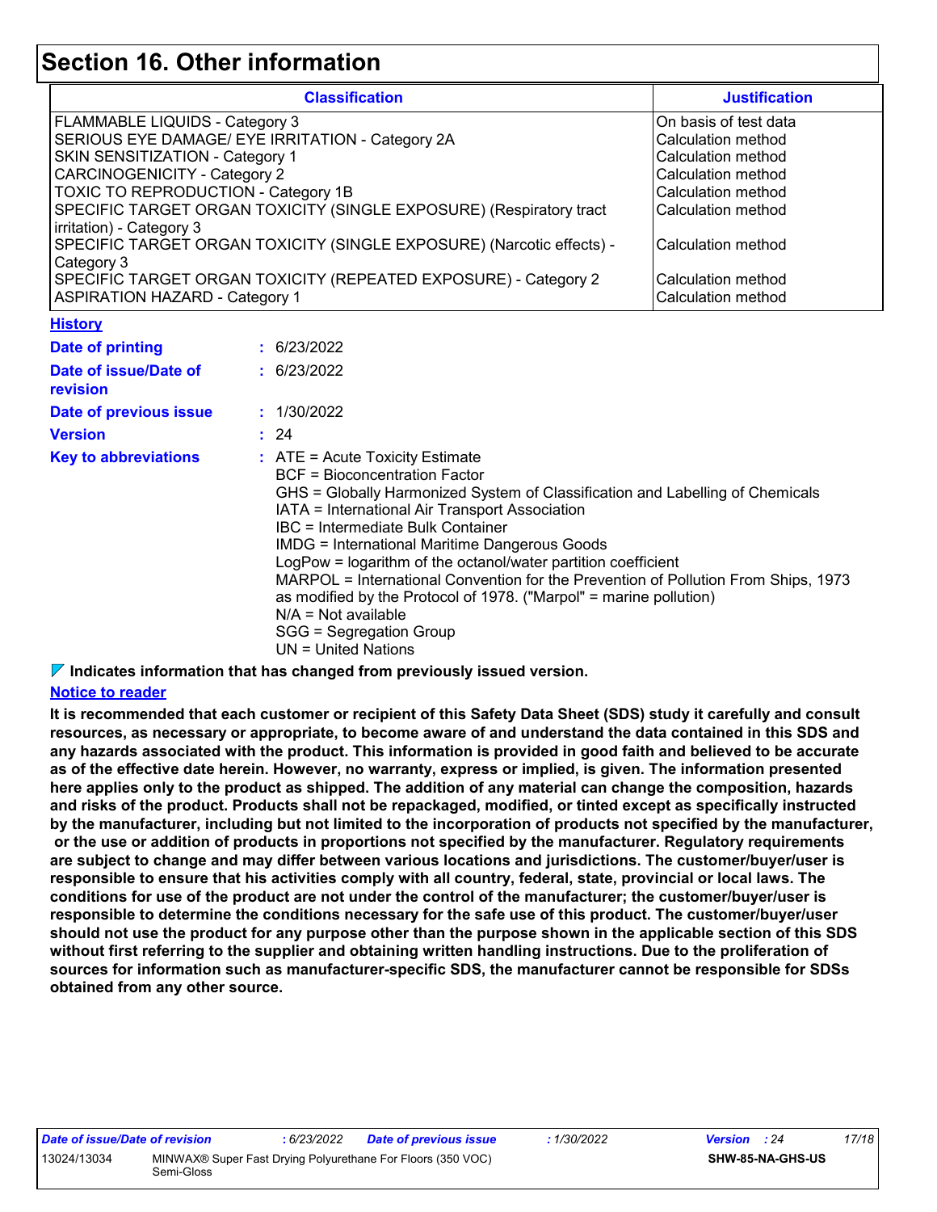# Section 16. Other information

| Classification | Justification |
|---|---|
| FLAMMABLE LIQUIDS - Category 3 | On basis of test data |
| SERIOUS EYE DAMAGE/ EYE IRRITATION - Category 2A | Calculation method |
| SKIN SENSITIZATION - Category 1 | Calculation method |
| CARCINOGENICITY - Category 2 | Calculation method |
| TOXIC TO REPRODUCTION - Category 1B | Calculation method |
| SPECIFIC TARGET ORGAN TOXICITY (SINGLE EXPOSURE) (Respiratory tract irritation) - Category 3 | Calculation method |
| SPECIFIC TARGET ORGAN TOXICITY (SINGLE EXPOSURE) (Narcotic effects) - Category 3 | Calculation method |
| SPECIFIC TARGET ORGAN TOXICITY (REPEATED EXPOSURE) - Category 2 | Calculation method |
| ASPIRATION HAZARD - Category 1 | Calculation method |

## History

**Date of printing** : 6/23/2022

**Date of issue/Date of revision** : 6/23/2022

**Date of previous issue** : 1/30/2022

**Version** : 24

**Key to abbreviations** : ATE = Acute Toxicity Estimate
BCF = Bioconcentration Factor
GHS = Globally Harmonized System of Classification and Labelling of Chemicals
IATA = International Air Transport Association
IBC = Intermediate Bulk Container
IMDG = International Maritime Dangerous Goods
LogPow = logarithm of the octanol/water partition coefficient
MARPOL = International Convention for the Prevention of Pollution From Ships, 1973 as modified by the Protocol of 1978. ("Marpol" = marine pollution)
N/A = Not available
SGG = Segregation Group
UN = United Nations

**Indicates information that has changed from previously issued version.**

## Notice to reader

**It is recommended that each customer or recipient of this Safety Data Sheet (SDS) study it carefully and consult resources, as necessary or appropriate, to become aware of and understand the data contained in this SDS and any hazards associated with the product. This information is provided in good faith and believed to be accurate as of the effective date herein. However, no warranty, express or implied, is given. The information presented here applies only to the product as shipped. The addition of any material can change the composition, hazards and risks of the product. Products shall not be repackaged, modified, or tinted except as specifically instructed by the manufacturer, including but not limited to the incorporation of products not specified by the manufacturer, or the use or addition of products in proportions not specified by the manufacturer. Regulatory requirements are subject to change and may differ between various locations and jurisdictions. The customer/buyer/user is responsible to ensure that his activities comply with all country, federal, state, provincial or local laws. The conditions for use of the product are not under the control of the manufacturer; the customer/buyer/user is responsible to determine the conditions necessary for the safe use of this product. The customer/buyer/user should not use the product for any purpose other than the purpose shown in the applicable section of this SDS without first referring to the supplier and obtaining written handling instructions. Due to the proliferation of sources for information such as manufacturer-specific SDS, the manufacturer cannot be responsible for SDSs obtained from any other source.**